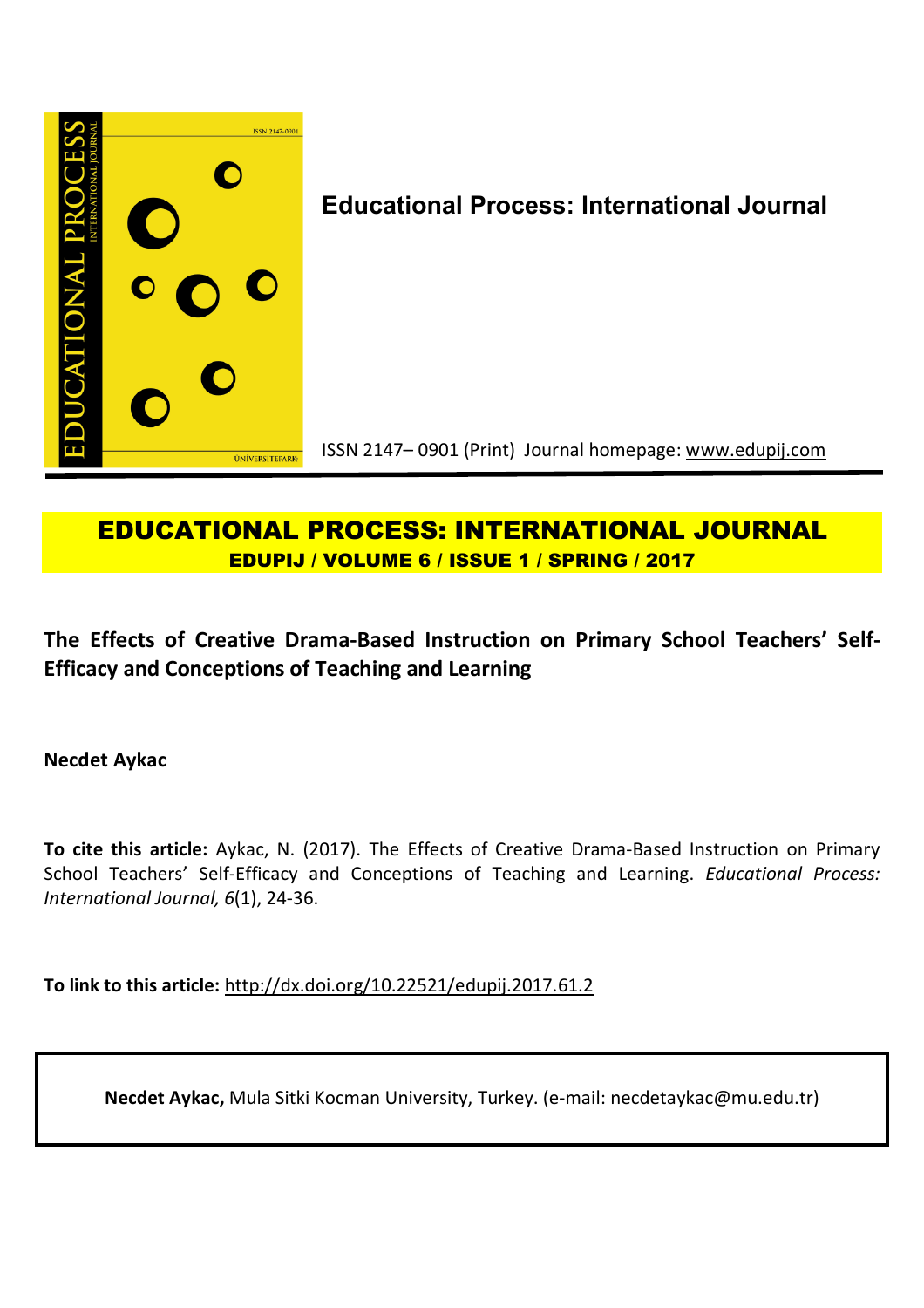# Educational Process: International Journal

ISSN 2147– 0901 (Print) Journal homepage: www.edupij.com

## EDUCATIONAL PROCESS: INTERNATIONAL JOURNAL

**EDUPIJ / VOLUME 6 / ISSUE 1 / SPRING / 2017**

## The Effects of Creative Drama-Based Instruction on Primary School Teachers' Self-Efficacy and Conceptions of Teaching and Learning

**Necdet Aykac**

**To cite this article:** Aykac, N. (2017). The Effects of Creative Drama-Based Instruction on Primary School Teachers' Self-Efficacy and Conceptions of Teaching and Learning. *Educational Process: International Journal, 6*(1), 24-36.

**To link to this article:** http://dx.doi.org/10.22521/edupij.2017.61.2

**Necdet Aykac,** Mula Sitki Kocman University, Turkey. (e-mail: necdetaykac@mu.edu.tr)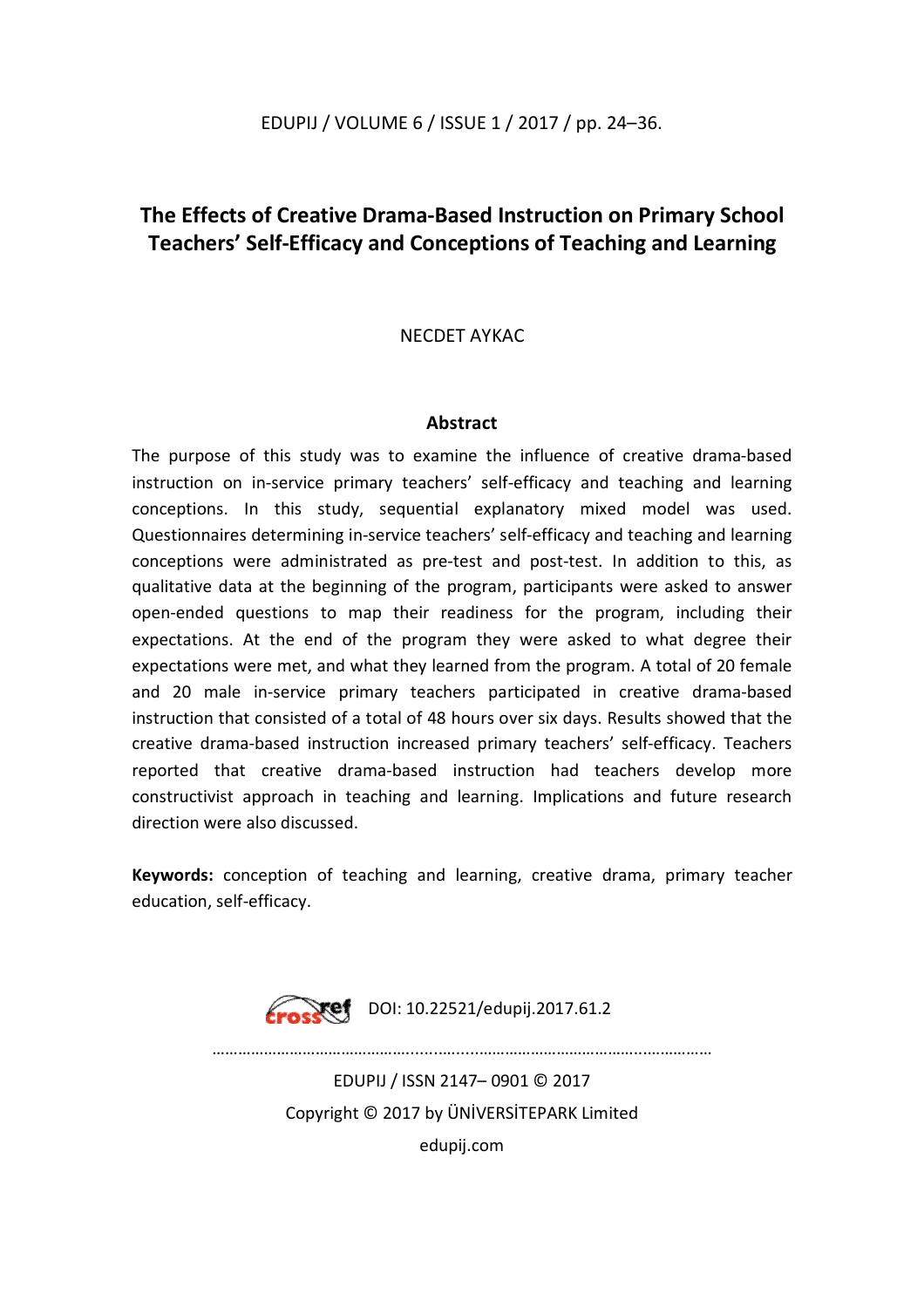# The Effects of Creative Drama-Based Instruction on Primary School Teachers' Self-Efficacy and Conceptions of Teaching and Learning

NECDET AYKAC

## Abstract

The purpose of this study was to examine the influence of creative drama-based instruction on in-service primary teachers' self-efficacy and teaching and learning conceptions. In this study, sequential explanatory mixed model was used. Questionnaires determining in-service teachers' self-efficacy and teaching and learning conceptions were administrated as pre-test and post-test. In addition to this, as qualitative data at the beginning of the program, participants were asked to answer open-ended questions to map their readiness for the program, including their expectations. At the end of the program they were asked to what degree their expectations were met, and what they learned from the program. A total of 20 female and 20 male in-service primary teachers participated in creative drama-based instruction that consisted of a total of 48 hours over six days. Results showed that the creative drama-based instruction increased primary teachers' self-efficacy. Teachers reported that creative drama-based instruction had teachers develop more constructivist approach in teaching and learning. Implications and future research direction were also discussed.

**Keywords:** conception of teaching and learning, creative drama, primary teacher education, self-efficacy.

DOI: 10.22521/edupij.2017.61.2

EDUPIJ / ISSN 2147– 0901 © 2017

Copyright © 2017 by ÜNİVERSİTEPARK Limited

edupij.com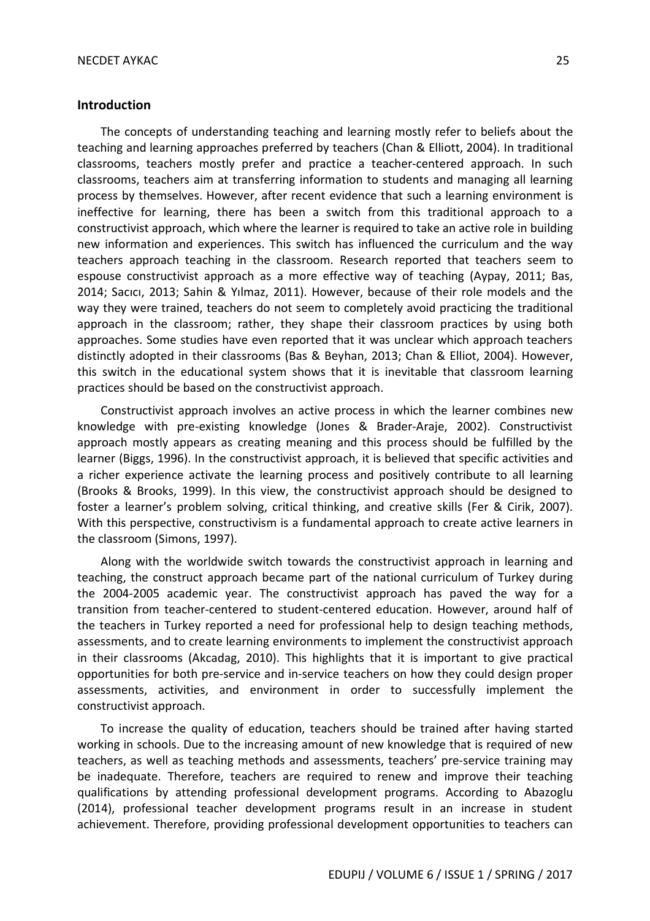## Introduction

The concepts of understanding teaching and learning mostly refer to beliefs about the teaching and learning approaches preferred by teachers (Chan & Elliott, 2004). In traditional classrooms, teachers mostly prefer and practice a teacher-centered approach. In such classrooms, teachers aim at transferring information to students and managing all learning process by themselves. However, after recent evidence that such a learning environment is ineffective for learning, there has been a switch from this traditional approach to a constructivist approach, which where the learner is required to take an active role in building new information and experiences. This switch has influenced the curriculum and the way teachers approach teaching in the classroom. Research reported that teachers seem to espouse constructivist approach as a more effective way of teaching (Aypay, 2011; Bas, 2014; Sacıcı, 2013; Sahin & Yılmaz, 2011). However, because of their role models and the way they were trained, teachers do not seem to completely avoid practicing the traditional approach in the classroom; rather, they shape their classroom practices by using both approaches. Some studies have even reported that it was unclear which approach teachers distinctly adopted in their classrooms (Bas & Beyhan, 2013; Chan & Elliot, 2004). However, this switch in the educational system shows that it is inevitable that classroom learning practices should be based on the constructivist approach.

Constructivist approach involves an active process in which the learner combines new knowledge with pre-existing knowledge (Jones & Brader-Araje, 2002). Constructivist approach mostly appears as creating meaning and this process should be fulfilled by the learner (Biggs, 1996). In the constructivist approach, it is believed that specific activities and a richer experience activate the learning process and positively contribute to all learning (Brooks & Brooks, 1999). In this view, the constructivist approach should be designed to foster a learner's problem solving, critical thinking, and creative skills (Fer & Cirik, 2007). With this perspective, constructivism is a fundamental approach to create active learners in the classroom (Simons, 1997).

Along with the worldwide switch towards the constructivist approach in learning and teaching, the construct approach became part of the national curriculum of Turkey during the 2004-2005 academic year. The constructivist approach has paved the way for a transition from teacher-centered to student-centered education. However, around half of the teachers in Turkey reported a need for professional help to design teaching methods, assessments, and to create learning environments to implement the constructivist approach in their classrooms (Akcadag, 2010). This highlights that it is important to give practical opportunities for both pre-service and in-service teachers on how they could design proper assessments, activities, and environment in order to successfully implement the constructivist approach.

To increase the quality of education, teachers should be trained after having started working in schools. Due to the increasing amount of new knowledge that is required of new teachers, as well as teaching methods and assessments, teachers' pre-service training may be inadequate. Therefore, teachers are required to renew and improve their teaching qualifications by attending professional development programs. According to Abazoglu (2014), professional teacher development programs result in an increase in student achievement. Therefore, providing professional development opportunities to teachers can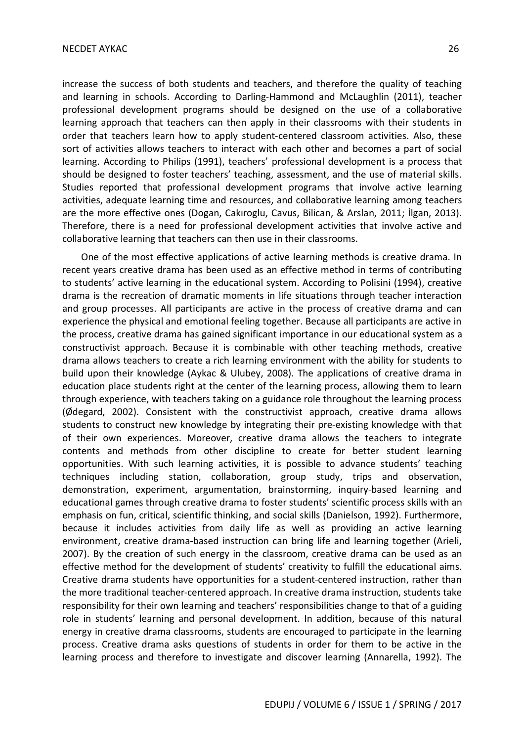increase the success of both students and teachers, and therefore the quality of teaching and learning in schools. According to Darling-Hammond and McLaughlin (2011), teacher professional development programs should be designed on the use of a collaborative learning approach that teachers can then apply in their classrooms with their students in order that teachers learn how to apply student-centered classroom activities. Also, these sort of activities allows teachers to interact with each other and becomes a part of social learning. According to Philips (1991), teachers' professional development is a process that should be designed to foster teachers' teaching, assessment, and the use of material skills. Studies reported that professional development programs that involve active learning activities, adequate learning time and resources, and collaborative learning among teachers are the more effective ones (Dogan, Cakıroglu, Cavus, Bilican, & Arslan, 2011; İlgan, 2013). Therefore, there is a need for professional development activities that involve active and collaborative learning that teachers can then use in their classrooms.

One of the most effective applications of active learning methods is creative drama. In recent years creative drama has been used as an effective method in terms of contributing to students' active learning in the educational system. According to Polisini (1994), creative drama is the recreation of dramatic moments in life situations through teacher interaction and group processes. All participants are active in the process of creative drama and can experience the physical and emotional feeling together. Because all participants are active in the process, creative drama has gained significant importance in our educational system as a constructivist approach. Because it is combinable with other teaching methods, creative drama allows teachers to create a rich learning environment with the ability for students to build upon their knowledge (Aykac & Ulubey, 2008). The applications of creative drama in education place students right at the center of the learning process, allowing them to learn through experience, with teachers taking on a guidance role throughout the learning process (Ødegard, 2002). Consistent with the constructivist approach, creative drama allows students to construct new knowledge by integrating their pre-existing knowledge with that of their own experiences. Moreover, creative drama allows the teachers to integrate contents and methods from other discipline to create for better student learning opportunities. With such learning activities, it is possible to advance students' teaching techniques including station, collaboration, group study, trips and observation, demonstration, experiment, argumentation, brainstorming, inquiry-based learning and educational games through creative drama to foster students' scientific process skills with an emphasis on fun, critical, scientific thinking, and social skills (Danielson, 1992). Furthermore, because it includes activities from daily life as well as providing an active learning environment, creative drama-based instruction can bring life and learning together (Arieli, 2007). By the creation of such energy in the classroom, creative drama can be used as an effective method for the development of students' creativity to fulfill the educational aims. Creative drama students have opportunities for a student-centered instruction, rather than the more traditional teacher-centered approach. In creative drama instruction, students take responsibility for their own learning and teachers' responsibilities change to that of a guiding role in students' learning and personal development. In addition, because of this natural energy in creative drama classrooms, students are encouraged to participate in the learning process. Creative drama asks questions of students in order for them to be active in the learning process and therefore to investigate and discover learning (Annarella, 1992). The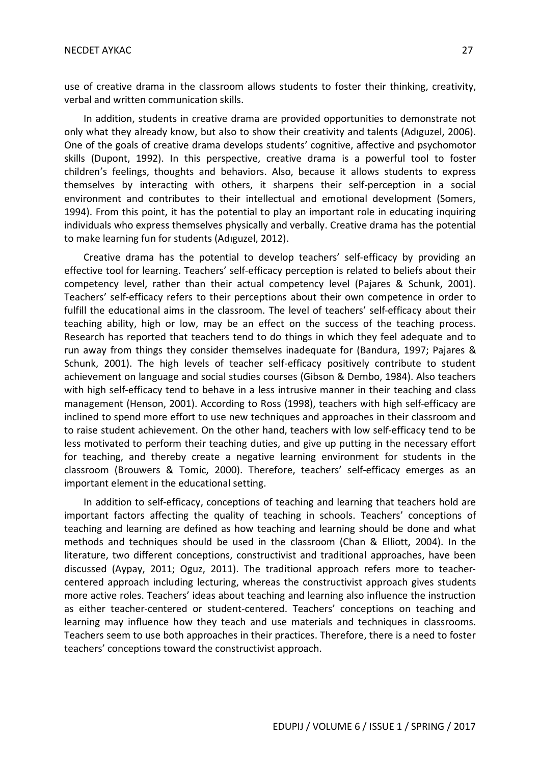use of creative drama in the classroom allows students to foster their thinking, creativity, verbal and written communication skills.

In addition, students in creative drama are provided opportunities to demonstrate not only what they already know, but also to show their creativity and talents (Adıguzel, 2006). One of the goals of creative drama develops students' cognitive, affective and psychomotor skills (Dupont, 1992). In this perspective, creative drama is a powerful tool to foster children's feelings, thoughts and behaviors. Also, because it allows students to express themselves by interacting with others, it sharpens their self-perception in a social environment and contributes to their intellectual and emotional development (Somers, 1994). From this point, it has the potential to play an important role in educating inquiring individuals who express themselves physically and verbally. Creative drama has the potential to make learning fun for students (Adıguzel, 2012).

Creative drama has the potential to develop teachers' self-efficacy by providing an effective tool for learning. Teachers' self-efficacy perception is related to beliefs about their competency level, rather than their actual competency level (Pajares & Schunk, 2001). Teachers' self-efficacy refers to their perceptions about their own competence in order to fulfill the educational aims in the classroom. The level of teachers' self-efficacy about their teaching ability, high or low, may be an effect on the success of the teaching process. Research has reported that teachers tend to do things in which they feel adequate and to run away from things they consider themselves inadequate for (Bandura, 1997; Pajares & Schunk, 2001). The high levels of teacher self-efficacy positively contribute to student achievement on language and social studies courses (Gibson & Dembo, 1984). Also teachers with high self-efficacy tend to behave in a less intrusive manner in their teaching and class management (Henson, 2001). According to Ross (1998), teachers with high self-efficacy are inclined to spend more effort to use new techniques and approaches in their classroom and to raise student achievement. On the other hand, teachers with low self-efficacy tend to be less motivated to perform their teaching duties, and give up putting in the necessary effort for teaching, and thereby create a negative learning environment for students in the classroom (Brouwers & Tomic, 2000). Therefore, teachers' self-efficacy emerges as an important element in the educational setting.

In addition to self-efficacy, conceptions of teaching and learning that teachers hold are important factors affecting the quality of teaching in schools. Teachers' conceptions of teaching and learning are defined as how teaching and learning should be done and what methods and techniques should be used in the classroom (Chan & Elliott, 2004). In the literature, two different conceptions, constructivist and traditional approaches, have been discussed (Aypay, 2011; Oguz, 2011). The traditional approach refers more to teacher-centered approach including lecturing, whereas the constructivist approach gives students more active roles. Teachers' ideas about teaching and learning also influence the instruction as either teacher-centered or student-centered. Teachers' conceptions on teaching and learning may influence how they teach and use materials and techniques in classrooms. Teachers seem to use both approaches in their practices. Therefore, there is a need to foster teachers' conceptions toward the constructivist approach.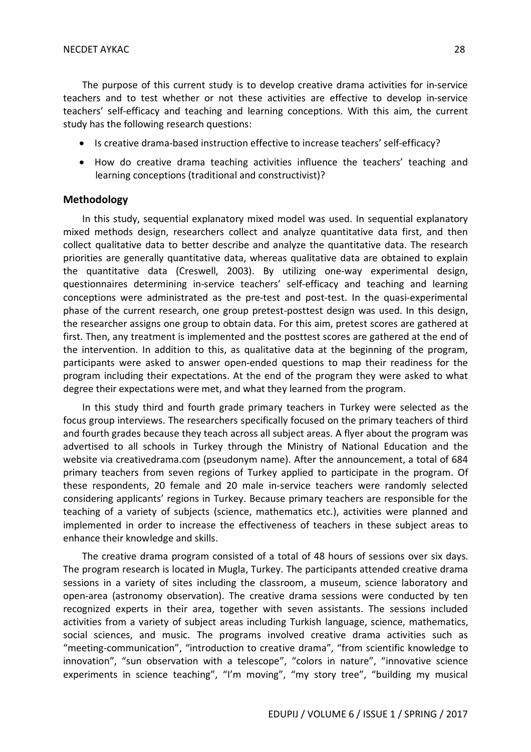The purpose of this current study is to develop creative drama activities for in-service teachers and to test whether or not these activities are effective to develop in-service teachers' self-efficacy and teaching and learning conceptions. With this aim, the current study has the following research questions:

- Is creative drama-based instruction effective to increase teachers' self-efficacy?
- How do creative drama teaching activities influence the teachers' teaching and learning conceptions (traditional and constructivist)?

## Methodology

In this study, sequential explanatory mixed model was used. In sequential explanatory mixed methods design, researchers collect and analyze quantitative data first, and then collect qualitative data to better describe and analyze the quantitative data. The research priorities are generally quantitative data, whereas qualitative data are obtained to explain the quantitative data (Creswell, 2003). By utilizing one-way experimental design, questionnaires determining in-service teachers' self-efficacy and teaching and learning conceptions were administrated as the pre-test and post-test. In the quasi-experimental phase of the current research, one group pretest-posttest design was used. In this design, the researcher assigns one group to obtain data. For this aim, pretest scores are gathered at first. Then, any treatment is implemented and the posttest scores are gathered at the end of the intervention. In addition to this, as qualitative data at the beginning of the program, participants were asked to answer open-ended questions to map their readiness for the program including their expectations. At the end of the program they were asked to what degree their expectations were met, and what they learned from the program.

In this study third and fourth grade primary teachers in Turkey were selected as the focus group interviews. The researchers specifically focused on the primary teachers of third and fourth grades because they teach across all subject areas. A flyer about the program was advertised to all schools in Turkey through the Ministry of National Education and the website via creativedrama.com (pseudonym name). After the announcement, a total of 684 primary teachers from seven regions of Turkey applied to participate in the program. Of these respondents, 20 female and 20 male in-service teachers were randomly selected considering applicants' regions in Turkey. Because primary teachers are responsible for the teaching of a variety of subjects (science, mathematics etc.), activities were planned and implemented in order to increase the effectiveness of teachers in these subject areas to enhance their knowledge and skills.

The creative drama program consisted of a total of 48 hours of sessions over six days. The program research is located in Mugla, Turkey. The participants attended creative drama sessions in a variety of sites including the classroom, a museum, science laboratory and open-area (astronomy observation). The creative drama sessions were conducted by ten recognized experts in their area, together with seven assistants. The sessions included activities from a variety of subject areas including Turkish language, science, mathematics, social sciences, and music. The programs involved creative drama activities such as "meeting-communication", "introduction to creative drama", "from scientific knowledge to innovation", "sun observation with a telescope", "colors in nature", "innovative science experiments in science teaching", "I'm moving", "my story tree", "building my musical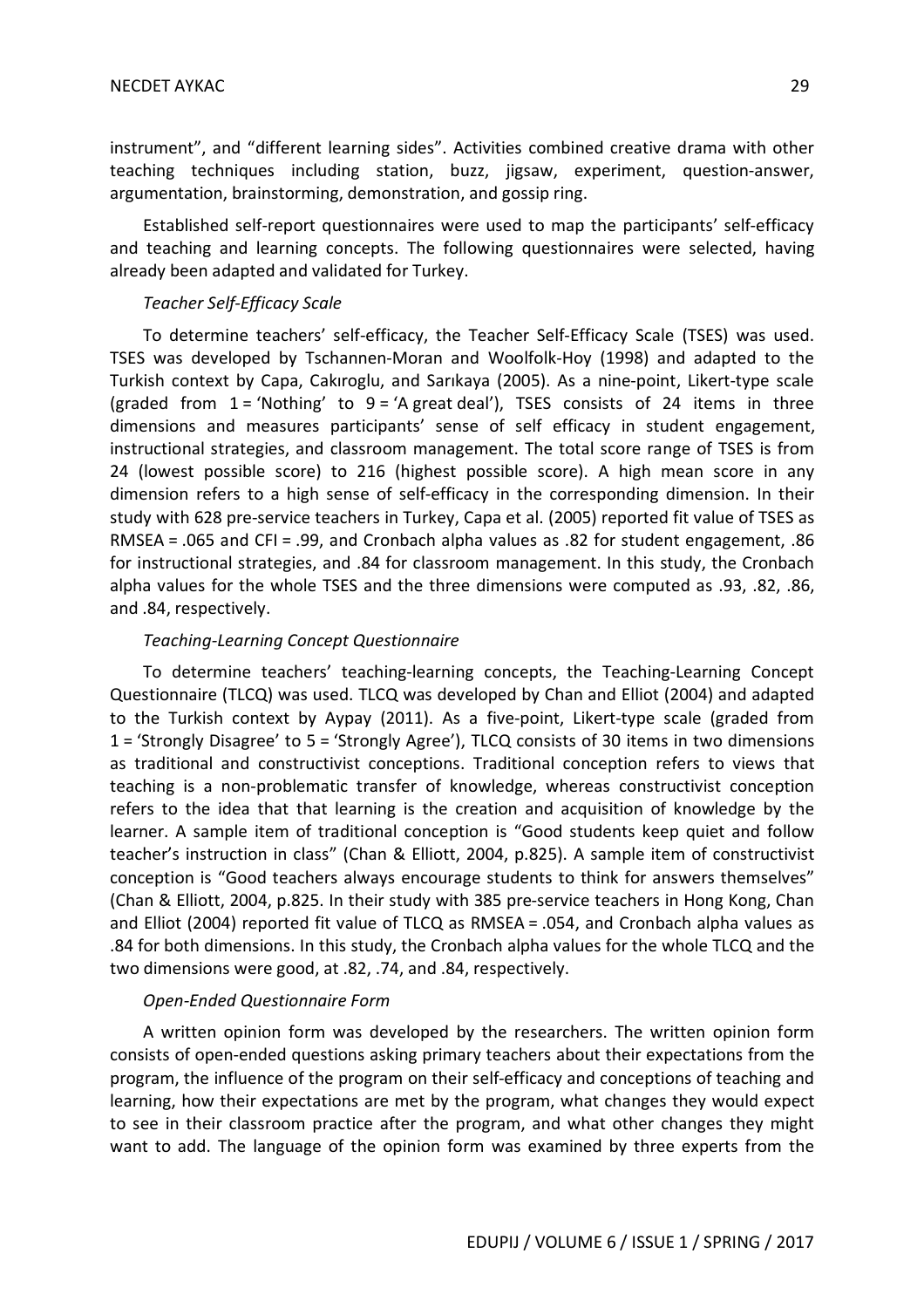instrument", and "different learning sides". Activities combined creative drama with other teaching techniques including station, buzz, jigsaw, experiment, question-answer, argumentation, brainstorming, demonstration, and gossip ring.

Established self-report questionnaires were used to map the participants' self-efficacy and teaching and learning concepts. The following questionnaires were selected, having already been adapted and validated for Turkey.

*Teacher Self-Efficacy Scale*

To determine teachers' self-efficacy, the Teacher Self-Efficacy Scale (TSES) was used. TSES was developed by Tschannen-Moran and Woolfolk-Hoy (1998) and adapted to the Turkish context by Capa, Cakıroglu, and Sarıkaya (2005). As a nine-point, Likert-type scale (graded from 1 = 'Nothing' to 9 = 'A great deal'), TSES consists of 24 items in three dimensions and measures participants' sense of self efficacy in student engagement, instructional strategies, and classroom management. The total score range of TSES is from 24 (lowest possible score) to 216 (highest possible score). A high mean score in any dimension refers to a high sense of self-efficacy in the corresponding dimension. In their study with 628 pre-service teachers in Turkey, Capa et al. (2005) reported fit value of TSES as RMSEA = .065 and CFI = .99, and Cronbach alpha values as .82 for student engagement, .86 for instructional strategies, and .84 for classroom management. In this study, the Cronbach alpha values for the whole TSES and the three dimensions were computed as .93, .82, .86, and .84, respectively.

*Teaching-Learning Concept Questionnaire*

To determine teachers' teaching-learning concepts, the Teaching-Learning Concept Questionnaire (TLCQ) was used. TLCQ was developed by Chan and Elliot (2004) and adapted to the Turkish context by Aypay (2011). As a five-point, Likert-type scale (graded from 1 = 'Strongly Disagree' to 5 = 'Strongly Agree'), TLCQ consists of 30 items in two dimensions as traditional and constructivist conceptions. Traditional conception refers to views that teaching is a non-problematic transfer of knowledge, whereas constructivist conception refers to the idea that that learning is the creation and acquisition of knowledge by the learner. A sample item of traditional conception is "Good students keep quiet and follow teacher's instruction in class" (Chan & Elliott, 2004, p.825). A sample item of constructivist conception is "Good teachers always encourage students to think for answers themselves" (Chan & Elliott, 2004, p.825. In their study with 385 pre-service teachers in Hong Kong, Chan and Elliot (2004) reported fit value of TLCQ as RMSEA = .054, and Cronbach alpha values as .84 for both dimensions. In this study, the Cronbach alpha values for the whole TLCQ and the two dimensions were good, at .82, .74, and .84, respectively.

*Open-Ended Questionnaire Form*

A written opinion form was developed by the researchers. The written opinion form consists of open-ended questions asking primary teachers about their expectations from the program, the influence of the program on their self-efficacy and conceptions of teaching and learning, how their expectations are met by the program, what changes they would expect to see in their classroom practice after the program, and what other changes they might want to add. The language of the opinion form was examined by three experts from the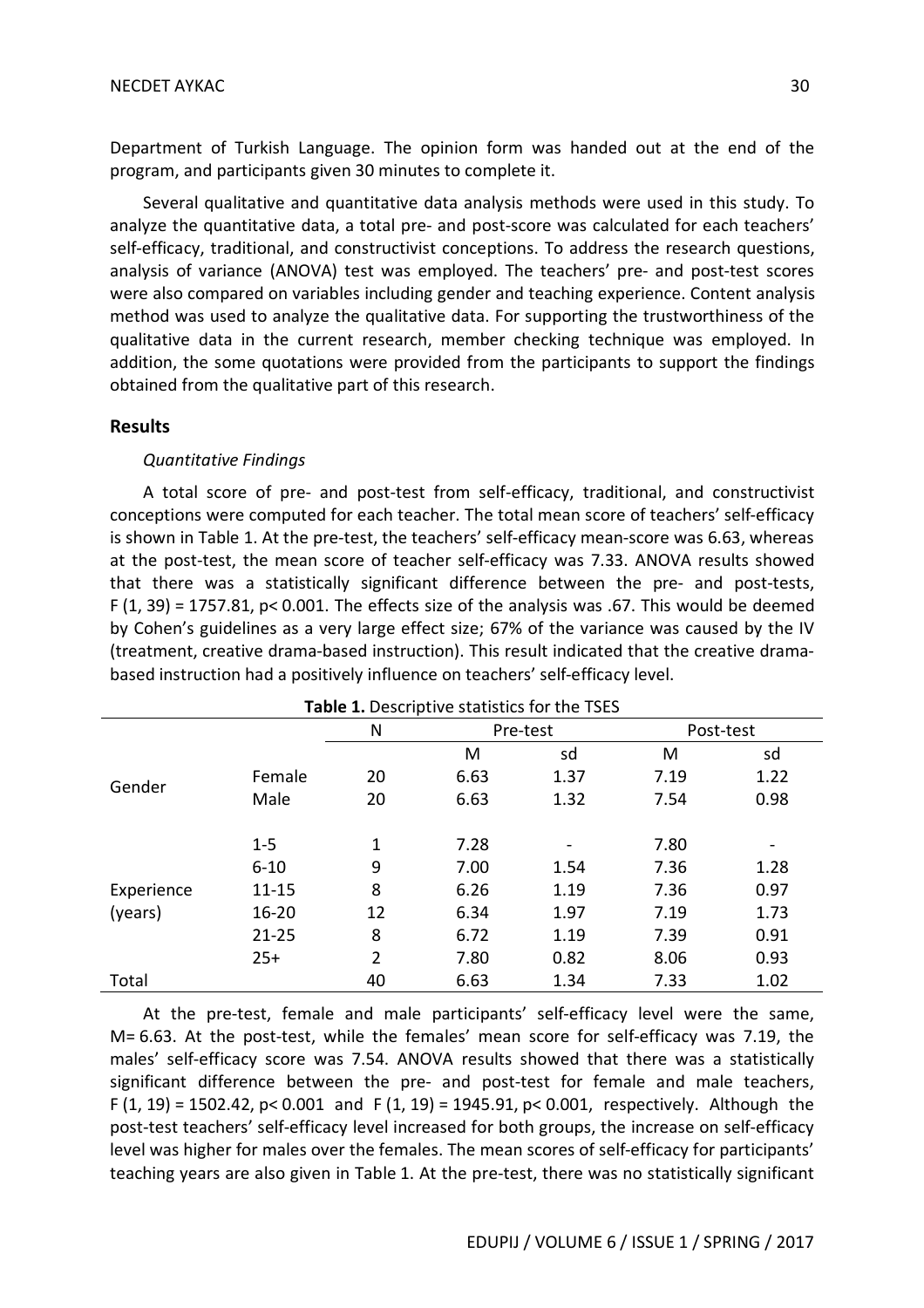Department of Turkish Language. The opinion form was handed out at the end of the program, and participants given 30 minutes to complete it.

Several qualitative and quantitative data analysis methods were used in this study. To analyze the quantitative data, a total pre- and post-score was calculated for each teachers' self-efficacy, traditional, and constructivist conceptions. To address the research questions, analysis of variance (ANOVA) test was employed. The teachers' pre- and post-test scores were also compared on variables including gender and teaching experience. Content analysis method was used to analyze the qualitative data. For supporting the trustworthiness of the qualitative data in the current research, member checking technique was employed. In addition, the some quotations were provided from the participants to support the findings obtained from the qualitative part of this research.

## Results

### *Quantitative Findings*

A total score of pre- and post-test from self-efficacy, traditional, and constructivist conceptions were computed for each teacher. The total mean score of teachers' self-efficacy is shown in Table 1. At the pre-test, the teachers' self-efficacy mean-score was 6.63, whereas at the post-test, the mean score of teacher self-efficacy was 7.33. ANOVA results showed that there was a statistically significant difference between the pre- and post-tests, $F(1, 39) = 1757.81$, $p < 0.001$. The effects size of the analysis was .67. This would be deemed by Cohen's guidelines as a very large effect size; 67% of the variance was caused by the IV (treatment, creative drama-based instruction). This result indicated that the creative drama-based instruction had a positively influence on teachers' self-efficacy level.

**Table 1.** Descriptive statistics for the TSES

| | | N | Pre-test | | Post-test | |
|---|---|---|---|---|---|---|
| | | | M | sd | M | sd |
| Gender | Female | 20 | 6.63 | 1.37 | 7.19 | 1.22 |
| | Male | 20 | 6.63 | 1.32 | 7.54 | 0.98 |
| Experience (years) | 1-5 | 1 | 7.28 | - | 7.80 | - |
| | 6-10 | 9 | 7.00 | 1.54 | 7.36 | 1.28 |
| | 11-15 | 8 | 6.26 | 1.19 | 7.36 | 0.97 |
| | 16-20 | 12 | 6.34 | 1.97 | 7.19 | 1.73 |
| | 21-25 | 8 | 6.72 | 1.19 | 7.39 | 0.91 |
| | 25+ | 2 | 7.80 | 0.82 | 8.06 | 0.93 |
| Total | | 40 | 6.63 | 1.34 | 7.33 | 1.02 |

At the pre-test, female and male participants' self-efficacy level were the same, M= 6.63. At the post-test, while the females' mean score for self-efficacy was 7.19, the males' self-efficacy score was 7.54. ANOVA results showed that there was a statistically significant difference between the pre- and post-test for female and male teachers, $F(1, 19) = 1502.42$, $p < 0.001$ and $F(1, 19) = 1945.91$, $p < 0.001$, respectively. Although the post-test teachers' self-efficacy level increased for both groups, the increase on self-efficacy level was higher for males over the females. The mean scores of self-efficacy for participants' teaching years are also given in Table 1. At the pre-test, there was no statistically significant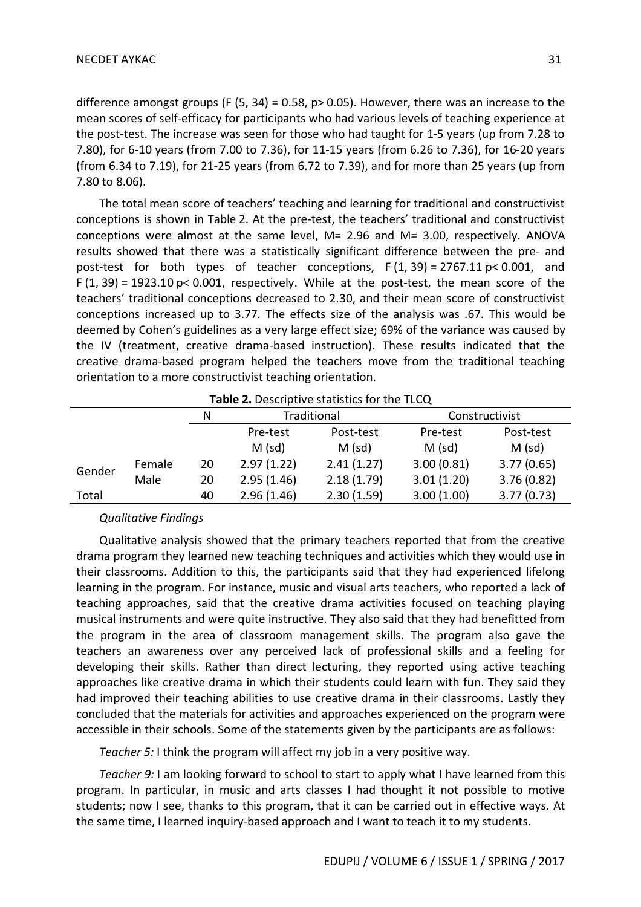difference amongst groups ($F(5, 34) = 0.58$, $p > 0.05$). However, there was an increase to the mean scores of self-efficacy for participants who had various levels of teaching experience at the post-test. The increase was seen for those who had taught for 1-5 years (up from 7.28 to 7.80), for 6-10 years (from 7.00 to 7.36), for 11-15 years (from 6.26 to 7.36), for 16-20 years (from 6.34 to 7.19), for 21-25 years (from 6.72 to 7.39), and for more than 25 years (up from 7.80 to 8.06).

The total mean score of teachers' teaching and learning for traditional and constructivist conceptions is shown in Table 2. At the pre-test, the teachers' traditional and constructivist conceptions were almost at the same level, M= 2.96 and M= 3.00, respectively. ANOVA results showed that there was a statistically significant difference between the pre- and post-test for both types of teacher conceptions, $F(1, 39) = 2767.11$ $p < 0.001$, and $F(1, 39) = 1923.10$ $p < 0.001$, respectively. While at the post-test, the mean score of the teachers' traditional conceptions decreased to 2.30, and their mean score of constructivist conceptions increased up to 3.77. The effects size of the analysis was .67. This would be deemed by Cohen's guidelines as a very large effect size; 69% of the variance was caused by the IV (treatment, creative drama-based instruction). These results indicated that the creative drama-based program helped the teachers move from the traditional teaching orientation to a more constructivist teaching orientation.

**Table 2.** Descriptive statistics for the TLCQ

| | | N | Traditional | | Constructivist | |
|---|---|---|---|---|---|---|
| | | | Pre-test M (sd) | Post-test M (sd) | Pre-test M (sd) | Post-test M (sd) |
| Gender | Female | 20 | 2.97 (1.22) | 2.41 (1.27) | 3.00 (0.81) | 3.77 (0.65) |
| | Male | 20 | 2.95 (1.46) | 2.18 (1.79) | 3.01 (1.20) | 3.76 (0.82) |
| Total | | 40 | 2.96 (1.46) | 2.30 (1.59) | 3.00 (1.00) | 3.77 (0.73) |

*Qualitative Findings*

Qualitative analysis showed that the primary teachers reported that from the creative drama program they learned new teaching techniques and activities which they would use in their classrooms. Addition to this, the participants said that they had experienced lifelong learning in the program. For instance, music and visual arts teachers, who reported a lack of teaching approaches, said that the creative drama activities focused on teaching playing musical instruments and were quite instructive. They also said that they had benefitted from the program in the area of classroom management skills. The program also gave the teachers an awareness over any perceived lack of professional skills and a feeling for developing their skills. Rather than direct lecturing, they reported using active teaching approaches like creative drama in which their students could learn with fun. They said they had improved their teaching abilities to use creative drama in their classrooms. Lastly they concluded that the materials for activities and approaches experienced on the program were accessible in their schools. Some of the statements given by the participants are as follows:

*Teacher 5:* I think the program will affect my job in a very positive way.

*Teacher 9:* I am looking forward to school to start to apply what I have learned from this program. In particular, in music and arts classes I had thought it not possible to motive students; now I see, thanks to this program, that it can be carried out in effective ways. At the same time, I learned inquiry-based approach and I want to teach it to my students.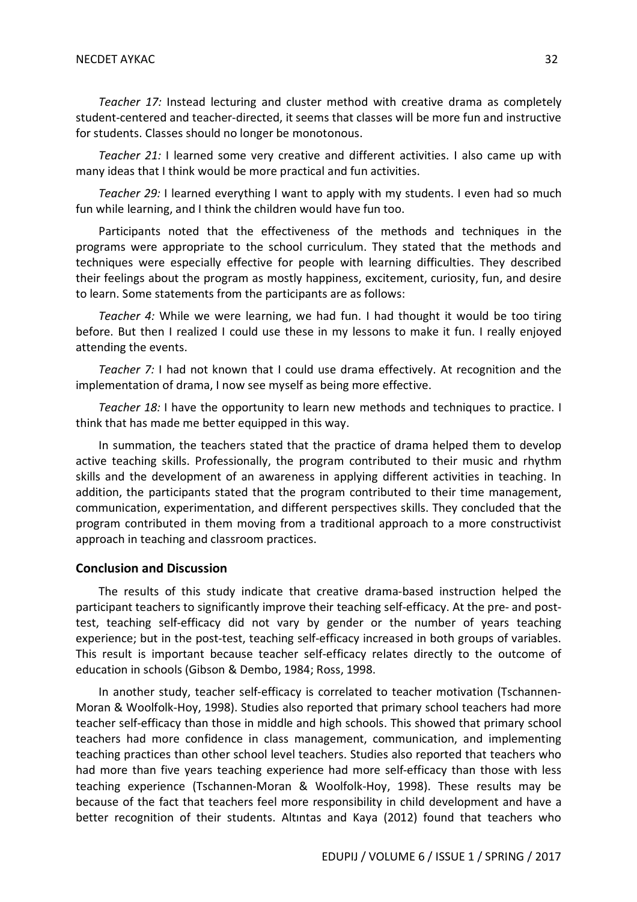*Teacher 17:* Instead lecturing and cluster method with creative drama as completely student-centered and teacher-directed, it seems that classes will be more fun and instructive for students. Classes should no longer be monotonous.

*Teacher 21:* I learned some very creative and different activities. I also came up with many ideas that I think would be more practical and fun activities.

*Teacher 29:* I learned everything I want to apply with my students. I even had so much fun while learning, and I think the children would have fun too.

Participants noted that the effectiveness of the methods and techniques in the programs were appropriate to the school curriculum. They stated that the methods and techniques were especially effective for people with learning difficulties. They described their feelings about the program as mostly happiness, excitement, curiosity, fun, and desire to learn. Some statements from the participants are as follows:

*Teacher 4:* While we were learning, we had fun. I had thought it would be too tiring before. But then I realized I could use these in my lessons to make it fun. I really enjoyed attending the events.

*Teacher 7:* I had not known that I could use drama effectively. At recognition and the implementation of drama, I now see myself as being more effective.

*Teacher 18:* I have the opportunity to learn new methods and techniques to practice. I think that has made me better equipped in this way.

In summation, the teachers stated that the practice of drama helped them to develop active teaching skills. Professionally, the program contributed to their music and rhythm skills and the development of an awareness in applying different activities in teaching. In addition, the participants stated that the program contributed to their time management, communication, experimentation, and different perspectives skills. They concluded that the program contributed in them moving from a traditional approach to a more constructivist approach in teaching and classroom practices.

## Conclusion and Discussion

The results of this study indicate that creative drama-based instruction helped the participant teachers to significantly improve their teaching self-efficacy. At the pre- and post-test, teaching self-efficacy did not vary by gender or the number of years teaching experience; but in the post-test, teaching self-efficacy increased in both groups of variables. This result is important because teacher self-efficacy relates directly to the outcome of education in schools (Gibson & Dembo, 1984; Ross, 1998.

In another study, teacher self-efficacy is correlated to teacher motivation (Tschannen-Moran & Woolfolk-Hoy, 1998). Studies also reported that primary school teachers had more teacher self-efficacy than those in middle and high schools. This showed that primary school teachers had more confidence in class management, communication, and implementing teaching practices than other school level teachers. Studies also reported that teachers who had more than five years teaching experience had more self-efficacy than those with less teaching experience (Tschannen-Moran & Woolfolk-Hoy, 1998). These results may be because of the fact that teachers feel more responsibility in child development and have a better recognition of their students. Altıntas and Kaya (2012) found that teachers who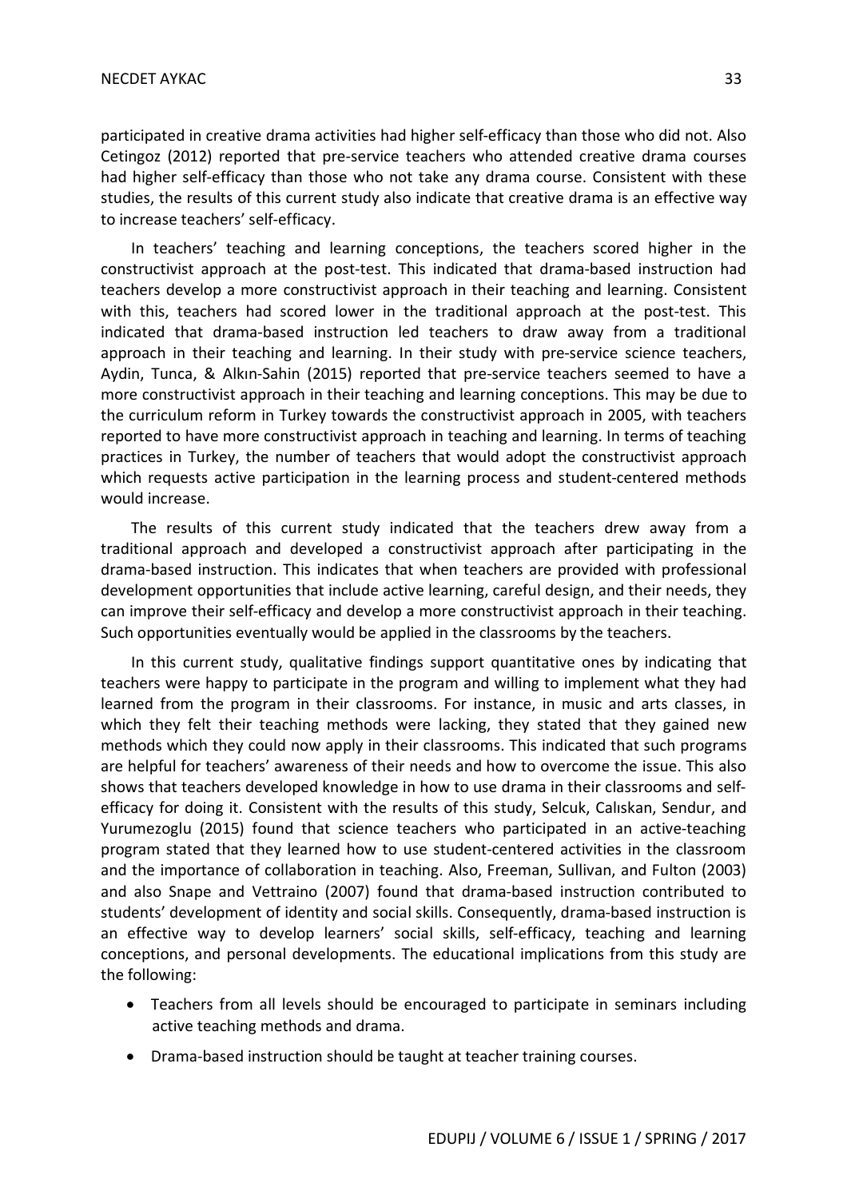participated in creative drama activities had higher self-efficacy than those who did not. Also Cetingoz (2012) reported that pre-service teachers who attended creative drama courses had higher self-efficacy than those who not take any drama course. Consistent with these studies, the results of this current study also indicate that creative drama is an effective way to increase teachers' self-efficacy.

In teachers' teaching and learning conceptions, the teachers scored higher in the constructivist approach at the post-test. This indicated that drama-based instruction had teachers develop a more constructivist approach in their teaching and learning. Consistent with this, teachers had scored lower in the traditional approach at the post-test. This indicated that drama-based instruction led teachers to draw away from a traditional approach in their teaching and learning. In their study with pre-service science teachers, Aydin, Tunca, & Alkın-Sahin (2015) reported that pre-service teachers seemed to have a more constructivist approach in their teaching and learning conceptions. This may be due to the curriculum reform in Turkey towards the constructivist approach in 2005, with teachers reported to have more constructivist approach in teaching and learning. In terms of teaching practices in Turkey, the number of teachers that would adopt the constructivist approach which requests active participation in the learning process and student-centered methods would increase.

The results of this current study indicated that the teachers drew away from a traditional approach and developed a constructivist approach after participating in the drama-based instruction. This indicates that when teachers are provided with professional development opportunities that include active learning, careful design, and their needs, they can improve their self-efficacy and develop a more constructivist approach in their teaching. Such opportunities eventually would be applied in the classrooms by the teachers.

In this current study, qualitative findings support quantitative ones by indicating that teachers were happy to participate in the program and willing to implement what they had learned from the program in their classrooms. For instance, in music and arts classes, in which they felt their teaching methods were lacking, they stated that they gained new methods which they could now apply in their classrooms. This indicated that such programs are helpful for teachers' awareness of their needs and how to overcome the issue. This also shows that teachers developed knowledge in how to use drama in their classrooms and self-efficacy for doing it. Consistent with the results of this study, Selcuk, Calıskan, Sendur, and Yurumezoglu (2015) found that science teachers who participated in an active-teaching program stated that they learned how to use student-centered activities in the classroom and the importance of collaboration in teaching. Also, Freeman, Sullivan, and Fulton (2003) and also Snape and Vettraino (2007) found that drama-based instruction contributed to students' development of identity and social skills. Consequently, drama-based instruction is an effective way to develop learners' social skills, self-efficacy, teaching and learning conceptions, and personal developments. The educational implications from this study are the following:

- Teachers from all levels should be encouraged to participate in seminars including active teaching methods and drama.
- Drama-based instruction should be taught at teacher training courses.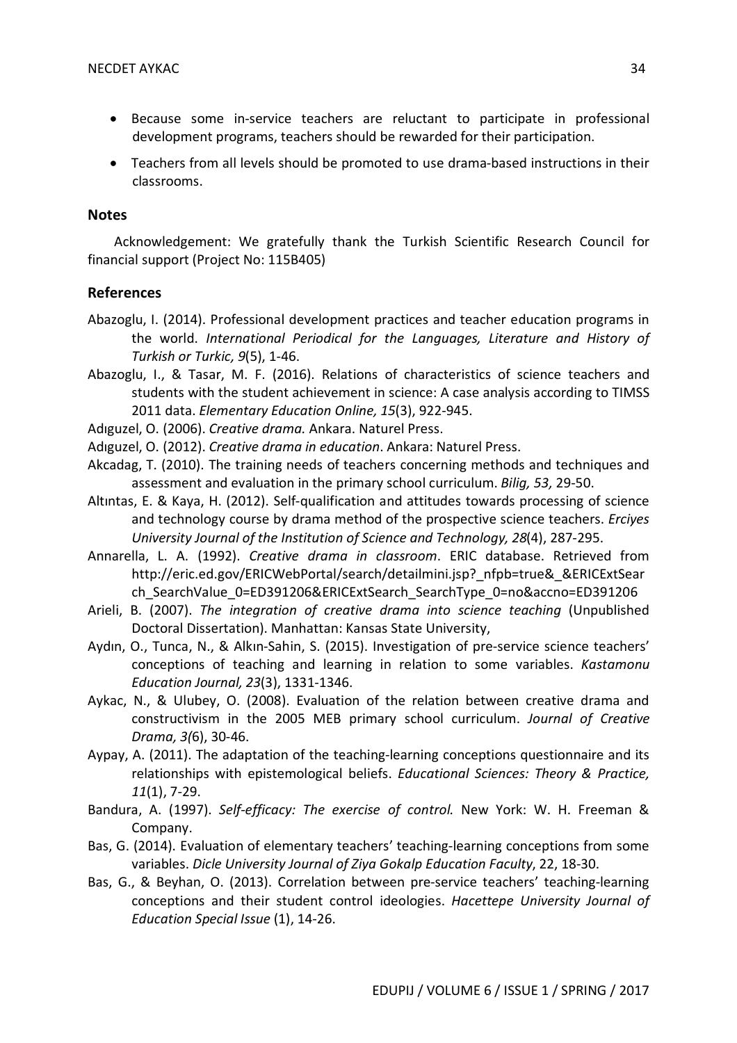- Because some in-service teachers are reluctant to participate in professional development programs, teachers should be rewarded for their participation.
- Teachers from all levels should be promoted to use drama-based instructions in their classrooms.

## Notes

Acknowledgement: We gratefully thank the Turkish Scientific Research Council for financial support (Project No: 115B405)

## References

Abazoglu, I. (2014). Professional development practices and teacher education programs in the world. *International Periodical for the Languages, Literature and History of Turkish or Turkic, 9*(5), 1-46.

Abazoglu, I., & Tasar, M. F. (2016). Relations of characteristics of science teachers and students with the student achievement in science: A case analysis according to TIMSS 2011 data. *Elementary Education Online, 15*(3), 922-945.

Adıguzel, O. (2006). *Creative drama.* Ankara. Naturel Press.

Adıguzel, O. (2012). *Creative drama in education*. Ankara: Naturel Press.

Akcadag, T. (2010). The training needs of teachers concerning methods and techniques and assessment and evaluation in the primary school curriculum. *Bilig, 53,* 29-50.

Altıntas, E. & Kaya, H. (2012). Self-qualification and attitudes towards processing of science and technology course by drama method of the prospective science teachers. *Erciyes University Journal of the Institution of Science and Technology, 28*(4), 287-295.

Annarella, L. A. (1992). *Creative drama in classroom*. ERIC database. Retrieved from http://eric.ed.gov/ERICWebPortal/search/detailmini.jsp?_nfpb=true&_&ERICExtSearch_SearchValue_0=ED391206&ERICExtSearch_SearchType_0=no&accno=ED391206

Arieli, B. (2007). *The integration of creative drama into science teaching* (Unpublished Doctoral Dissertation). Manhattan: Kansas State University,

Aydın, O., Tunca, N., & Alkın-Sahin, S. (2015). Investigation of pre-service science teachers' conceptions of teaching and learning in relation to some variables. *Kastamonu Education Journal, 23*(3), 1331-1346.

Aykac, N., & Ulubey, O. (2008). Evaluation of the relation between creative drama and constructivism in the 2005 MEB primary school curriculum. *Journal of Creative Drama, 3(*6), 30-46.

Aypay, A. (2011). The adaptation of the teaching-learning conceptions questionnaire and its relationships with epistemological beliefs. *Educational Sciences: Theory & Practice, 11*(1), 7-29.

Bandura, A. (1997). *Self-efficacy: The exercise of control.* New York: W. H. Freeman & Company.

Bas, G. (2014). Evaluation of elementary teachers' teaching-learning conceptions from some variables. *Dicle University Journal of Ziya Gokalp Education Faculty*, 22, 18-30.

Bas, G., & Beyhan, O. (2013). Correlation between pre-service teachers' teaching-learning conceptions and their student control ideologies. *Hacettepe University Journal of Education Special Issue* (1), 14-26.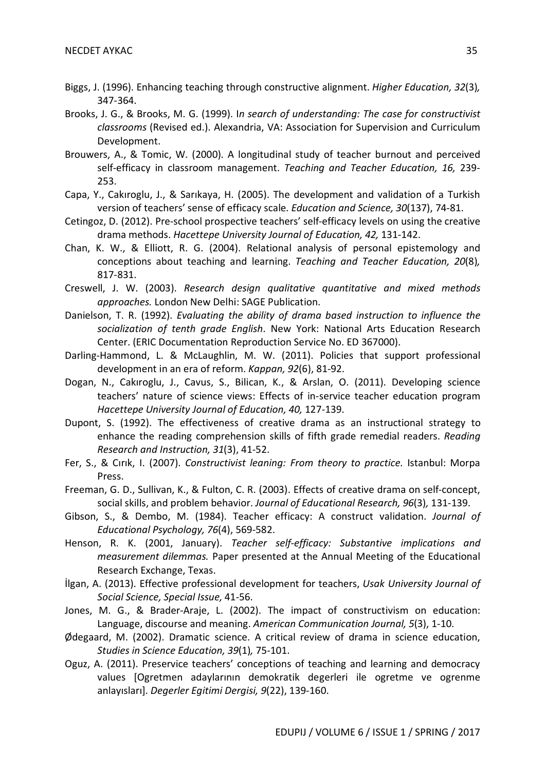Biggs, J. (1996). Enhancing teaching through constructive alignment. *Higher Education, 32*(3)*,* 347-364.

Brooks, J. G., & Brooks, M. G. (1999). I*n search of understanding: The case for constructivist classrooms* (Revised ed.). Alexandria, VA: Association for Supervision and Curriculum Development.

Brouwers, A., & Tomic, W. (2000). A longitudinal study of teacher burnout and perceived self-efficacy in classroom management. *Teaching and Teacher Education, 16,* 239-253.

Capa, Y., Cakıroglu, J., & Sarıkaya, H. (2005). The development and validation of a Turkish version of teachers' sense of efficacy scale. *Education and Science, 30*(137), 74-81.

Cetingoz, D. (2012). Pre-school prospective teachers' self-efficacy levels on using the creative drama methods. *Hacettepe University Journal of Education, 42,* 131-142.

Chan, K. W., & Elliott, R. G. (2004). Relational analysis of personal epistemology and conceptions about teaching and learning. *Teaching and Teacher Education, 20*(8)*,* 817-831.

Creswell, J. W. (2003). *Research design qualitative quantitative and mixed methods approaches.* London New Delhi: SAGE Publication.

Danielson, T. R. (1992). *Evaluating the ability of drama based instruction to influence the socialization of tenth grade English*. New York: National Arts Education Research Center. (ERIC Documentation Reproduction Service No. ED 367000).

Darling-Hammond, L. & McLaughlin, M. W. (2011). Policies that support professional development in an era of reform. *Kappan, 92*(6), 81-92.

Dogan, N., Cakıroglu, J., Cavus, S., Bilican, K., & Arslan, O. (2011). Developing science teachers' nature of science views: Effects of in-service teacher education program *Hacettepe University Journal of Education, 40,* 127-139.

Dupont, S. (1992). The effectiveness of creative drama as an instructional strategy to enhance the reading comprehension skills of fifth grade remedial readers. *Reading Research and Instruction, 31*(3), 41-52.

Fer, S., & Cırık, I. (2007). *Constructivist leaning: From theory to practice.* Istanbul: Morpa Press.

Freeman, G. D., Sullivan, K., & Fulton, C. R. (2003). Effects of creative drama on self-concept, social skills, and problem behavior. *Journal of Educational Research, 96*(3)*,* 131-139.

Gibson, S., & Dembo, M. (1984). Teacher efficacy: A construct validation. *Journal of Educational Psychology, 76*(4), 569-582.

Henson, R. K. (2001, January). *Teacher self-efficacy: Substantive implications and measurement dilemmas.* Paper presented at the Annual Meeting of the Educational Research Exchange, Texas.

İlgan, A. (2013). Effective professional development for teachers, *Usak University Journal of Social Science, Special Issue,* 41-56.

Jones, M. G., & Brader-Araje, L. (2002). The impact of constructivism on education: Language, discourse and meaning. *American Communication Journal, 5*(3), 1-10.

Ødegaard, M. (2002). Dramatic science. A critical review of drama in science education, *Studies in Science Education, 39*(1)*,* 75-101.

Oguz, A. (2011). Preservice teachers' conceptions of teaching and learning and democracy values [Ogretmen adaylarının demokratik degerleri ile ogretme ve ogrenme anlayısları]. *Degerler Egitimi Dergisi, 9*(22), 139-160.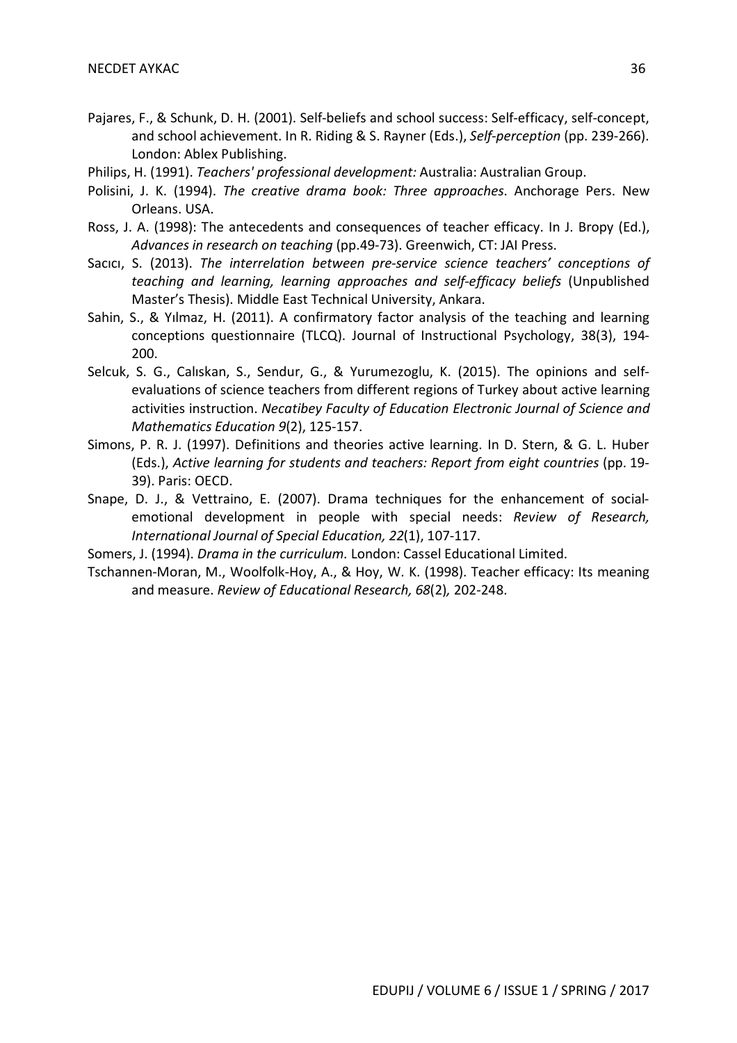Pajares, F., & Schunk, D. H. (2001). Self-beliefs and school success: Self-efficacy, self-concept, and school achievement. In R. Riding & S. Rayner (Eds.), *Self-perception* (pp. 239-266). London: Ablex Publishing.

Philips, H. (1991). *Teachers' professional development:* Australia: Australian Group.

Polisini, J. K. (1994). *The creative drama book: Three approaches*. Anchorage Pers. New Orleans. USA.

Ross, J. A. (1998): The antecedents and consequences of teacher efficacy. In J. Bropy (Ed.), *Advances in research on teaching* (pp.49-73). Greenwich, CT: JAI Press.

Sacıcı, S. (2013). *The interrelation between pre-service science teachers' conceptions of teaching and learning, learning approaches and self-efficacy beliefs* (Unpublished Master's Thesis). Middle East Technical University, Ankara.

Sahin, S., & Yılmaz, H. (2011). A confirmatory factor analysis of the teaching and learning conceptions questionnaire (TLCQ). Journal of Instructional Psychology, 38(3), 194-200.

Selcuk, S. G., Calıskan, S., Sendur, G., & Yurumezoglu, K. (2015). The opinions and self-evaluations of science teachers from different regions of Turkey about active learning activities instruction. *Necatibey Faculty of Education Electronic Journal of Science and Mathematics Education 9*(2), 125-157.

Simons, P. R. J. (1997). Definitions and theories active learning. In D. Stern, & G. L. Huber (Eds.), *Active learning for students and teachers: Report from eight countries* (pp. 19-39). Paris: OECD.

Snape, D. J., & Vettraino, E. (2007). Drama techniques for the enhancement of social-emotional development in people with special needs: *Review of Research, International Journal of Special Education, 22*(1), 107-117.

Somers, J. (1994). *Drama in the curriculum.* London: Cassel Educational Limited.

Tschannen-Moran, M., Woolfolk-Hoy, A., & Hoy, W. K. (1998). Teacher efficacy: Its meaning and measure. *Review of Educational Research, 68*(2)*,* 202-248.